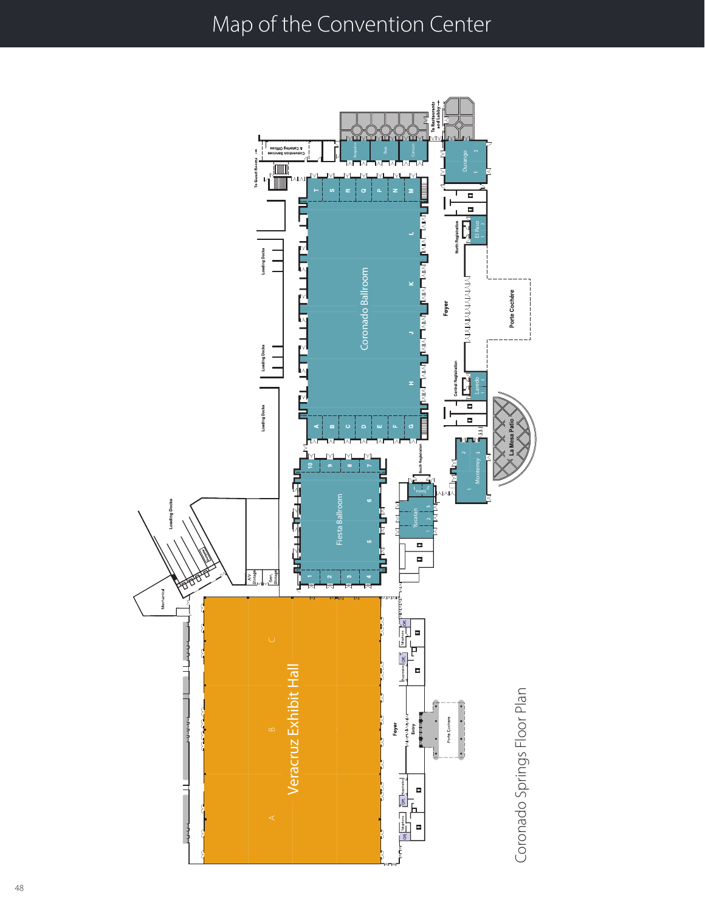# Map of the Convention Center

Coronado Springs Floor Plan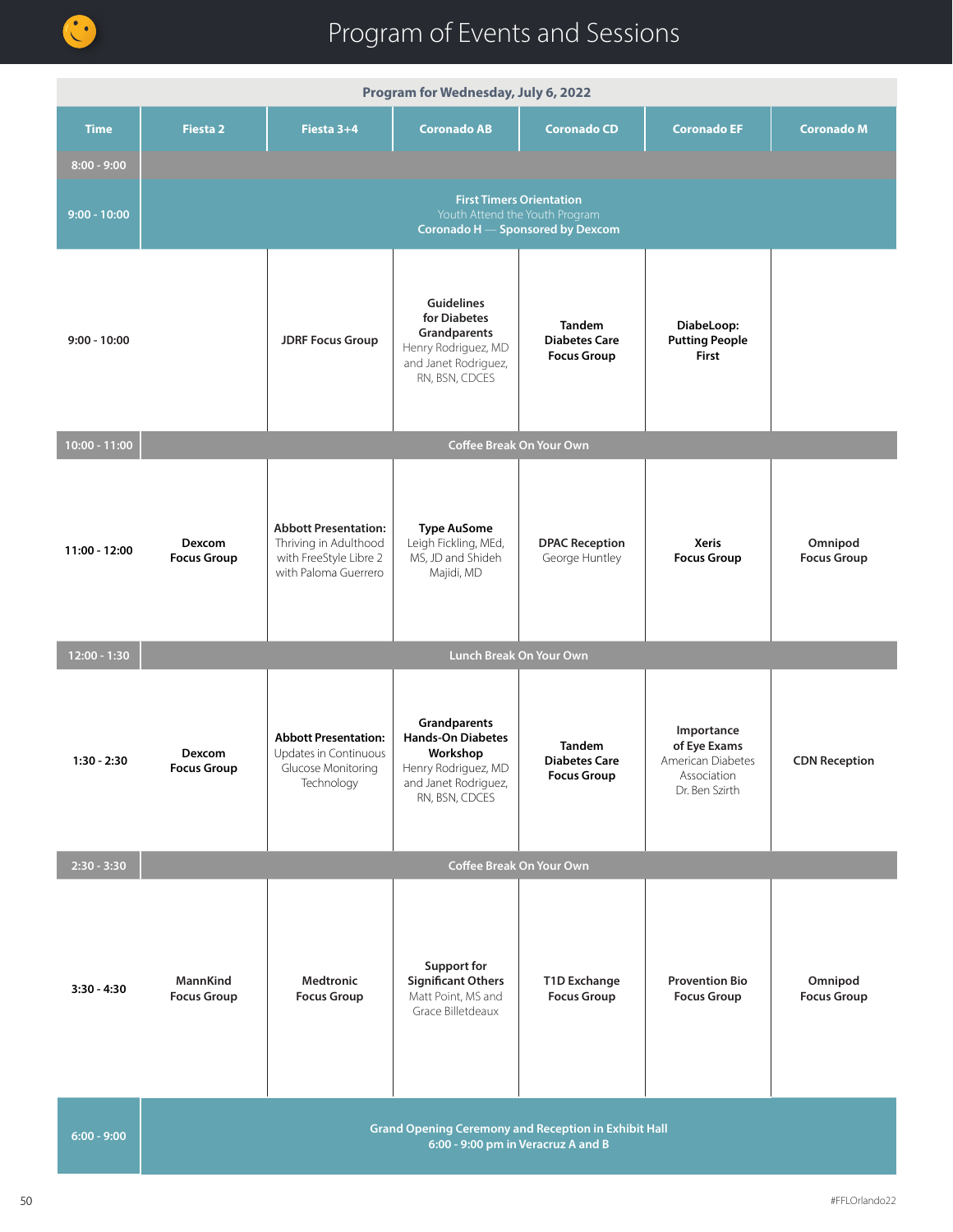# Program of Events and Sessions

**Program for Wednesday, July 6, 2022**

| Time | Fiesta 2 | Fiesta 3+4 | Coronado AB | Coronado CD | Coronado EF | Coronado M |
|---|---|---|---|---|---|---|
| 8:00 - 9:00 | | | | | | |
| 9:00 - 10:00 | **First Timers Orientation** Youth Attend the Youth Program **Coronado H — Sponsored by Dexcom** | | | | | |
| 9:00 - 10:00 | | **JDRF Focus Group** | **Guidelines for Diabetes Grandparents** Henry Rodriguez, MD and Janet Rodriguez, RN, BSN, CDCES | **Tandem Diabetes Care Focus Group** | **DiabeLoop: Putting People First** | |
| 10:00 - 11:00 | Coffee Break On Your Own | | | | | |
| 11:00 - 12:00 | **Dexcom Focus Group** | **Abbott Presentation:** Thriving in Adulthood with FreeStyle Libre 2 with Paloma Guerrero | **Type AuSome** Leigh Fickling, MEd, MS, JD and Shideh Majidi, MD | **DPAC Reception** George Huntley | **Xeris Focus Group** | **Omnipod Focus Group** |
| 12:00 - 1:30 | Lunch Break On Your Own | | | | | |
| 1:30 - 2:30 | **Dexcom Focus Group** | **Abbott Presentation:** Updates in Continuous Glucose Monitoring Technology | **Grandparents Hands-On Diabetes Workshop** Henry Rodriguez, MD and Janet Rodriguez, RN, BSN, CDCES | **Tandem Diabetes Care Focus Group** | **Importance of Eye Exams** American Diabetes Association Dr. Ben Szirth | **CDN Reception** |
| 2:30 - 3:30 | Coffee Break On Your Own | | | | | |
| 3:30 - 4:30 | **MannKind Focus Group** | **Medtronic Focus Group** | **Support for Significant Others** Matt Point, MS and Grace Billetdeaux | **T1D Exchange Focus Group** | **Provention Bio Focus Group** | **Omnipod Focus Group** |
| 6:00 - 9:00 | **Grand Opening Ceremony and Reception in Exhibit Hall** 6:00 - 9:00 pm in Veracruz A and B | | | | | |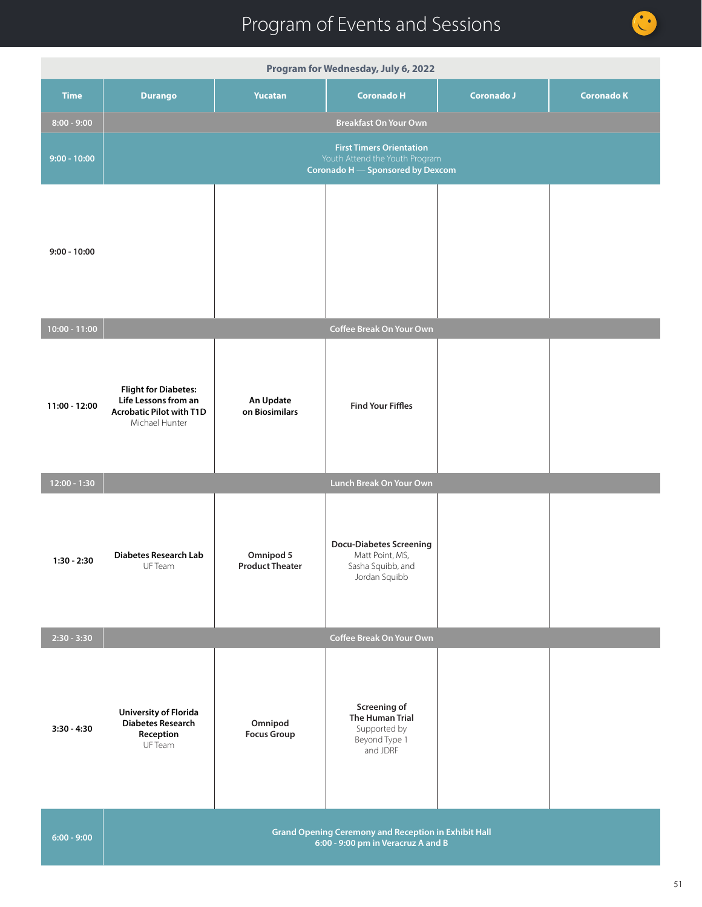# Program of Events and Sessions

**Program for Wednesday, July 6, 2022**

| Time | Durango | Yucatan | Coronado H | Coronado J | Coronado K |
|---|---|---|---|---|---|
| 8:00 - 9:00 | Breakfast On Your Own | | | | |
| 9:00 - 10:00 | **First Timers Orientation** Youth Attend the Youth Program **Coronado H — Sponsored by Dexcom** | | | | |
| 9:00 - 10:00 | | | | | |
| 10:00 - 11:00 | Coffee Break On Your Own | | | | |
| 11:00 - 12:00 | **Flight for Diabetes: Life Lessons from an Acrobatic Pilot with T1D** Michael Hunter | **An Update on Biosimilars** | **Find Your Fiffles** | | |
| 12:00 - 1:30 | Lunch Break On Your Own | | | | |
| 1:30 - 2:30 | **Diabetes Research Lab** UF Team | **Omnipod 5 Product Theater** | **Docu-Diabetes Screening** Matt Point, MS, Sasha Squibb, and Jordan Squibb | | |
| 2:30 - 3:30 | Coffee Break On Your Own | | | | |
| 3:30 - 4:30 | **University of Florida Diabetes Research Reception** UF Team | **Omnipod Focus Group** | **Screening of The Human Trial** Supported by Beyond Type 1 and JDRF | | |
| 6:00 - 9:00 | **Grand Opening Ceremony and Reception in Exhibit Hall 6:00 - 9:00 pm in Veracruz A and B** | | | | |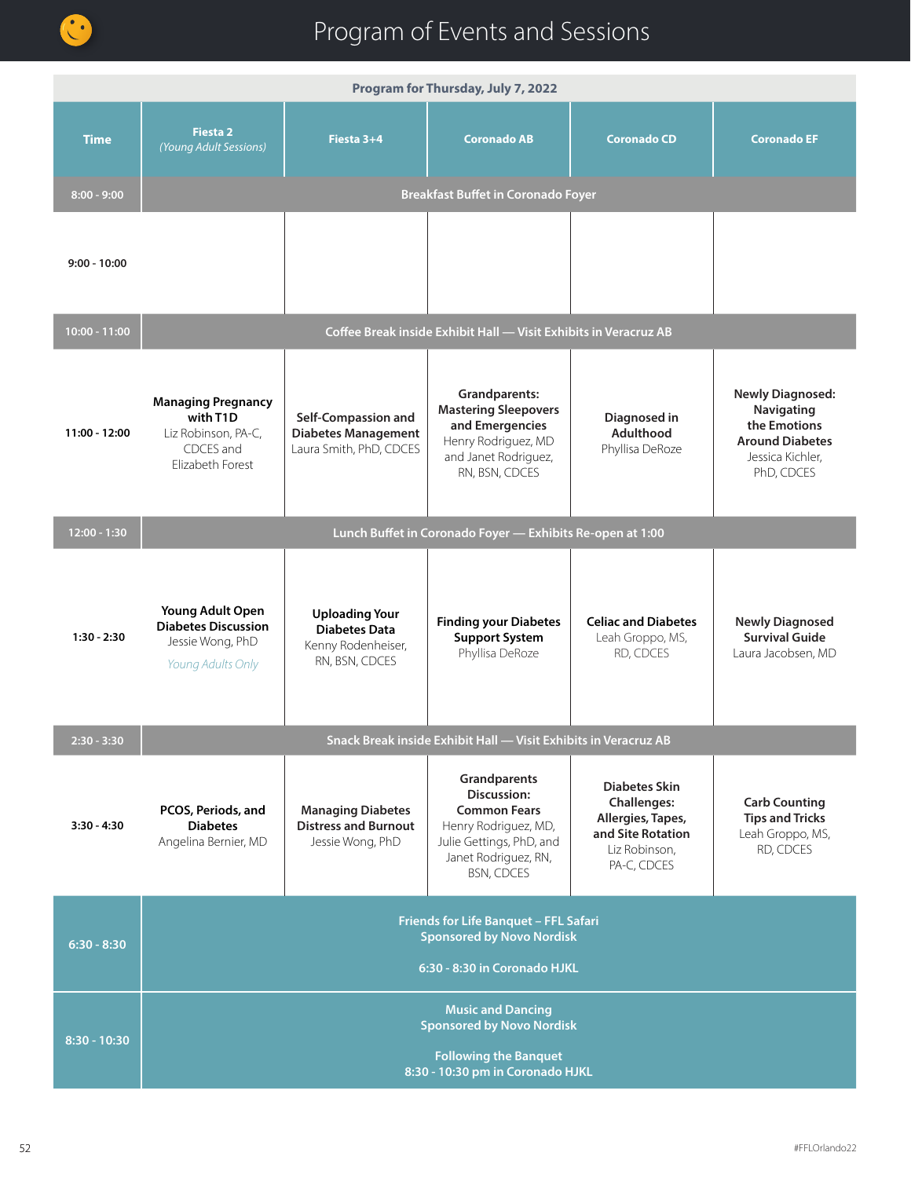# Program of Events and Sessions

| Program for Thursday, July 7, 2022 | | | | | |
|---|---|---|---|---|---|
| **Time** | **Fiesta 2** *(Young Adult Sessions)* | **Fiesta 3+4** | **Coronado AB** | **Coronado CD** | **Coronado EF** |
| 8:00 - 9:00 | Breakfast Buffet in Coronado Foyer | | | | |
| 9:00 - 10:00 | | | | | |
| 10:00 - 11:00 | Coffee Break inside Exhibit Hall — Visit Exhibits in Veracruz AB | | | | |
| 11:00 - 12:00 | **Managing Pregnancy with T1D** Liz Robinson, PA-C, CDCES and Elizabeth Forest | **Self-Compassion and Diabetes Management** Laura Smith, PhD, CDCES | **Grandparents: Mastering Sleepovers and Emergencies** Henry Rodriguez, MD and Janet Rodriguez, RN, BSN, CDCES | **Diagnosed in Adulthood** Phyllisa DeRoze | **Newly Diagnosed: Navigating the Emotions Around Diabetes** Jessica Kichler, PhD, CDCES |
| 12:00 - 1:30 | Lunch Buffet in Coronado Foyer — Exhibits Re-open at 1:00 | | | | |
| 1:30 - 2:30 | **Young Adult Open Diabetes Discussion** Jessie Wong, PhD *Young Adults Only* | **Uploading Your Diabetes Data** Kenny Rodenheiser, RN, BSN, CDCES | **Finding your Diabetes Support System** Phyllisa DeRoze | **Celiac and Diabetes** Leah Groppo, MS, RD, CDCES | **Newly Diagnosed Survival Guide** Laura Jacobsen, MD |
| 2:30 - 3:30 | Snack Break inside Exhibit Hall — Visit Exhibits in Veracruz AB | | | | |
| 3:30 - 4:30 | **PCOS, Periods, and Diabetes** Angelina Bernier, MD | **Managing Diabetes Distress and Burnout** Jessie Wong, PhD | **Grandparents Discussion: Common Fears** Henry Rodriguez, MD, Julie Gettings, PhD, and Janet Rodriguez, RN, BSN, CDCES | **Diabetes Skin Challenges: Allergies, Tapes, and Site Rotation** Liz Robinson, PA-C, CDCES | **Carb Counting Tips and Tricks** Leah Groppo, MS, RD, CDCES |
| 6:30 - 8:30 | Friends for Life Banquet – FFL Safari Sponsored by Novo Nordisk 6:30 - 8:30 in Coronado HJKL | | | | |
| 8:30 - 10:30 | Music and Dancing Sponsored by Novo Nordisk Following the Banquet 8:30 - 10:30 pm in Coronado HJKL | | | | |

#FFLOrlando22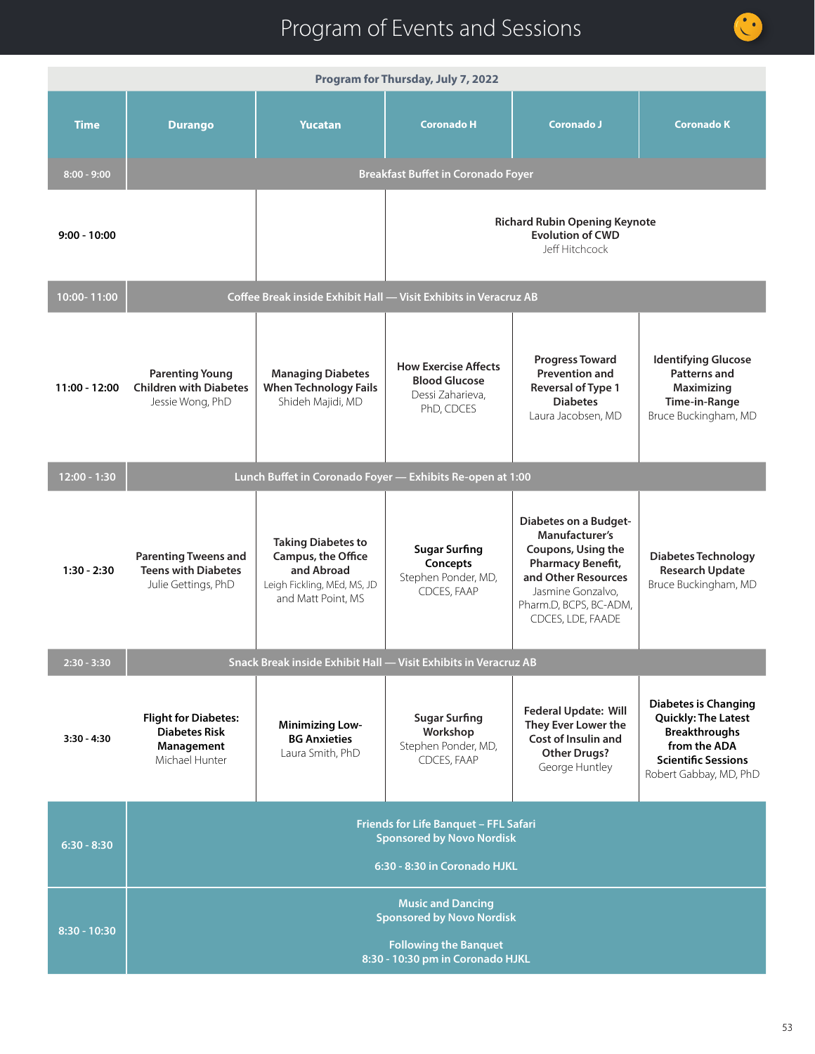# Program of Events and Sessions

**Program for Thursday, July 7, 2022**

| Time | Durango | Yucatan | Coronado H | Coronado J | Coronado K |
|---|---|---|---|---|---|
| 8:00 - 9:00 | **Breakfast Buffet in Coronado Foyer** | | | | |
| 9:00 - 10:00 | | | **Richard Rubin Opening Keynote Evolution of CWD** Jeff Hitchcock | | |
| 10:00- 11:00 | **Coffee Break inside Exhibit Hall — Visit Exhibits in Veracruz AB** | | | | |
| 11:00 - 12:00 | **Parenting Young Children with Diabetes** Jessie Wong, PhD | **Managing Diabetes When Technology Fails** Shideh Majidi, MD | **How Exercise Affects Blood Glucose** Dessi Zaharieva, PhD, CDCES | **Progress Toward Prevention and Reversal of Type 1 Diabetes** Laura Jacobsen, MD | **Identifying Glucose Patterns and Maximizing Time-in-Range** Bruce Buckingham, MD |
| 12:00 - 1:30 | **Lunch Buffet in Coronado Foyer — Exhibits Re-open at 1:00** | | | | |
| 1:30 - 2:30 | **Parenting Tweens and Teens with Diabetes** Julie Gettings, PhD | **Taking Diabetes to Campus, the Office and Abroad** Leigh Fickling, MEd, MS, JD and Matt Point, MS | **Sugar Surfing Concepts** Stephen Ponder, MD, CDCES, FAAP | **Diabetes on a Budget-Manufacturer's Coupons, Using the Pharmacy Benefit, and Other Resources** Jasmine Gonzalvo, Pharm.D, BCPS, BC-ADM, CDCES, LDE, FAADE | **Diabetes Technology Research Update** Bruce Buckingham, MD |
| 2:30 - 3:30 | **Snack Break inside Exhibit Hall — Visit Exhibits in Veracruz AB** | | | | |
| 3:30 - 4:30 | **Flight for Diabetes: Diabetes Risk Management** Michael Hunter | **Minimizing Low-BG Anxieties** Laura Smith, PhD | **Sugar Surfing Workshop** Stephen Ponder, MD, CDCES, FAAP | **Federal Update: Will They Ever Lower the Cost of Insulin and Other Drugs?** George Huntley | **Diabetes is Changing Quickly: The Latest Breakthroughs from the ADA Scientific Sessions** Robert Gabbay, MD, PhD |
| 6:30 - 8:30 | **Friends for Life Banquet – FFL Safari Sponsored by Novo Nordisk** 6:30 - 8:30 in Coronado HJKL | | | | |
| 8:30 - 10:30 | **Music and Dancing Sponsored by Novo Nordisk** Following the Banquet 8:30 - 10:30 pm in Coronado HJKL | | | | |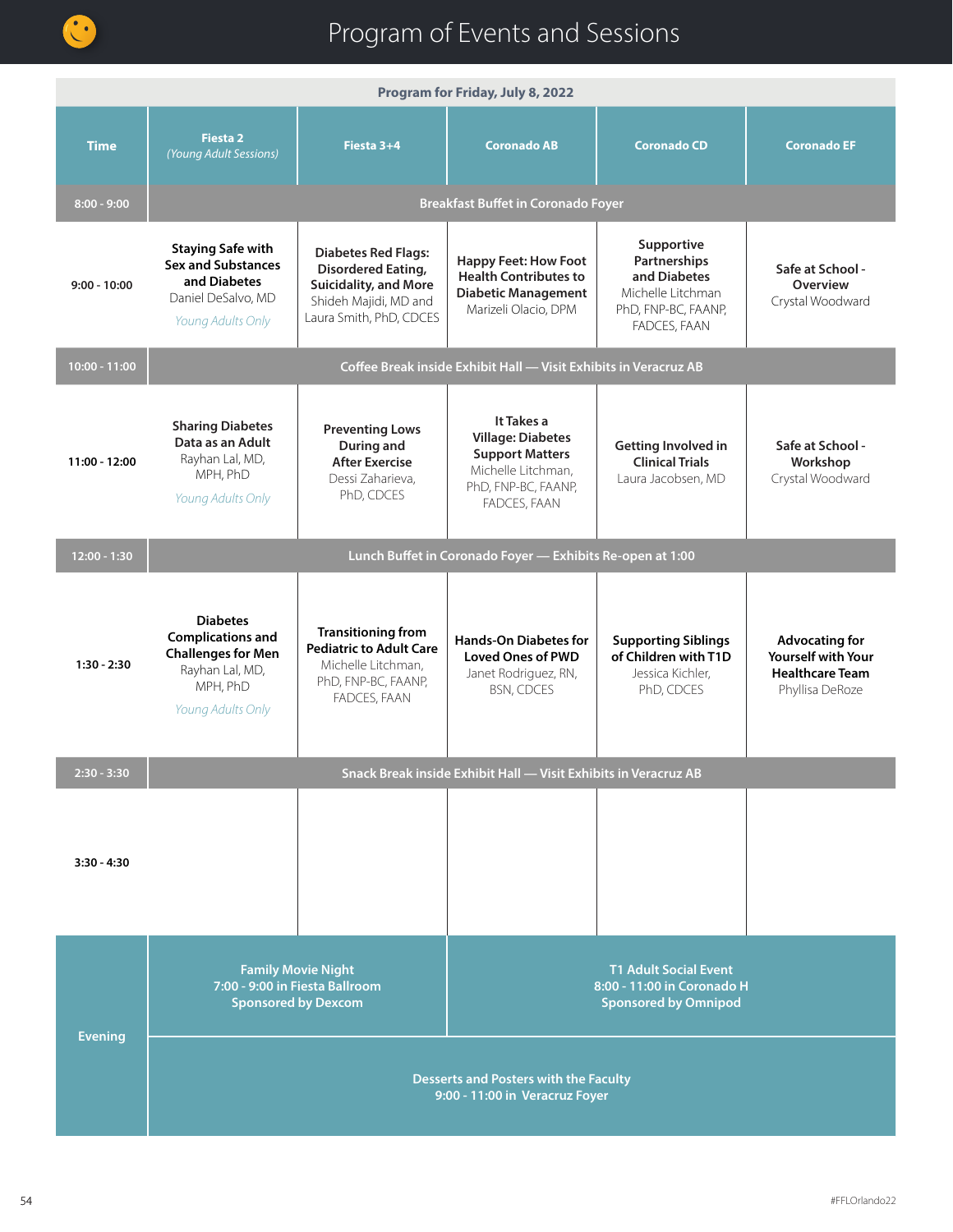# Program of Events and Sessions

**Program for Friday, July 8, 2022**

| Time | Fiesta 2 *(Young Adult Sessions)* | Fiesta 3+4 | Coronado AB | Coronado CD | Coronado EF |
|---|---|---|---|---|---|
| 8:00 - 9:00 | Breakfast Buffet in Coronado Foyer | | | | |
| 9:00 - 10:00 | **Staying Safe with Sex and Substances and Diabetes** Daniel DeSalvo, MD *Young Adults Only* | **Diabetes Red Flags: Disordered Eating, Suicidality, and More** Shideh Majidi, MD and Laura Smith, PhD, CDCES | **Happy Feet: How Foot Health Contributes to Diabetic Management** Marizeli Olacio, DPM | **Supportive Partnerships and Diabetes** Michelle Litchman PhD, FNP-BC, FAANP, FADCES, FAAN | **Safe at School - Overview** Crystal Woodward |
| 10:00 - 11:00 | Coffee Break inside Exhibit Hall — Visit Exhibits in Veracruz AB | | | | |
| 11:00 - 12:00 | **Sharing Diabetes Data as an Adult** Rayhan Lal, MD, MPH, PhD *Young Adults Only* | **Preventing Lows During and After Exercise** Dessi Zaharieva, PhD, CDCES | **It Takes a Village: Diabetes Support Matters** Michelle Litchman, PhD, FNP-BC, FAANP, FADCES, FAAN | **Getting Involved in Clinical Trials** Laura Jacobsen, MD | **Safe at School - Workshop** Crystal Woodward |
| 12:00 - 1:30 | Lunch Buffet in Coronado Foyer — Exhibits Re-open at 1:00 | | | | |
| 1:30 - 2:30 | **Diabetes Complications and Challenges for Men** Rayhan Lal, MD, MPH, PhD *Young Adults Only* | **Transitioning from Pediatric to Adult Care** Michelle Litchman, PhD, FNP-BC, FAANP, FADCES, FAAN | **Hands-On Diabetes for Loved Ones of PWD** Janet Rodriguez, RN, BSN, CDCES | **Supporting Siblings of Children with T1D** Jessica Kichler, PhD, CDCES | **Advocating for Yourself with Your Healthcare Team** Phyllisa DeRoze |
| 2:30 - 3:30 | Snack Break inside Exhibit Hall — Visit Exhibits in Veracruz AB | | | | |
| 3:30 - 4:30 | | | | | |
| Evening | **Family Movie Night** 7:00 - 9:00 in Fiesta Ballroom Sponsored by Dexcom | | **T1 Adult Social Event** 8:00 - 11:00 in Coronado H Sponsored by Omnipod | | |
| | **Desserts and Posters with the Faculty** 9:00 - 11:00 in Veracruz Foyer | | | | |

#FFLOrlando22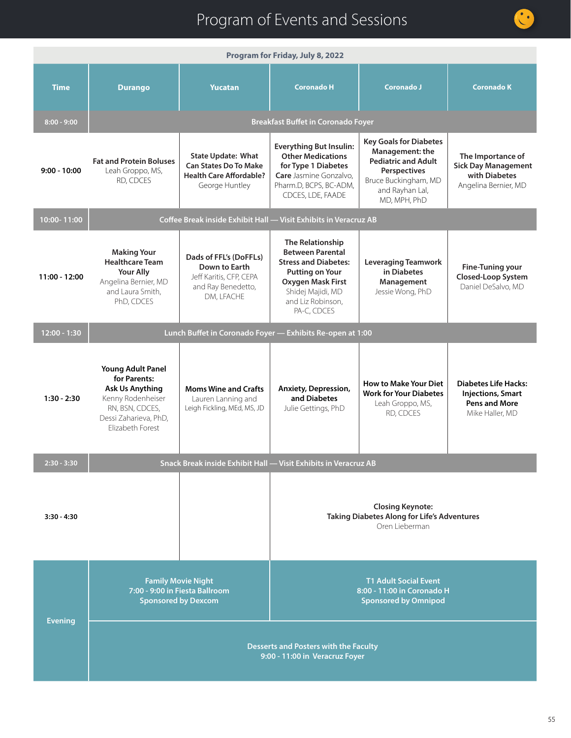# Program of Events and Sessions

| Program for Friday, July 8, 2022 | | | | | |
|---|---|---|---|---|---|
| **Time** | **Durango** | **Yucatan** | **Coronado H** | **Coronado J** | **Coronado K** |
| **8:00 - 9:00** | **Breakfast Buffet in Coronado Foyer** | | | | |
| **9:00 - 10:00** | **Fat and Protein Boluses** Leah Groppo, MS, RD, CDCES | **State Update: What Can States Do To Make Health Care Affordable?** George Huntley | **Everything But Insulin: Other Medications for Type 1 Diabetes Care** Jasmine Gonzalvo, Pharm.D, BCPS, BC-ADM, CDCES, LDE, FAADE | **Key Goals for Diabetes Management: the Pediatric and Adult Perspectives** Bruce Buckingham, MD and Rayhan Lal, MD, MPH, PhD | **The Importance of Sick Day Management with Diabetes** Angelina Bernier, MD |
| **10:00- 11:00** | **Coffee Break inside Exhibit Hall — Visit Exhibits in Veracruz AB** | | | | |
| **11:00 - 12:00** | **Making Your Healthcare Team Your Ally** Angelina Bernier, MD and Laura Smith, PhD, CDCES | **Dads of FFL's (DoFFLs) Down to Earth** Jeff Karitis, CFP, CEPA and Ray Benedetto, DM, LFACHE | **The Relationship Between Parental Stress and Diabetes: Putting on Your Oxygen Mask First** Shidej Majidi, MD and Liz Robinson, PA-C, CDCES | **Leveraging Teamwork in Diabetes Management** Jessie Wong, PhD | **Fine-Tuning your Closed-Loop System** Daniel DeSalvo, MD |
| **12:00 - 1:30** | **Lunch Buffet in Coronado Foyer — Exhibits Re-open at 1:00** | | | | |
| **1:30 - 2:30** | **Young Adult Panel for Parents: Ask Us Anything** Kenny Rodenheiser RN, BSN, CDCES, Dessi Zaharieva, PhD, Elizabeth Forest | **Moms Wine and Crafts** Lauren Lanning and Leigh Fickling, MEd, MS, JD | **Anxiety, Depression, and Diabetes** Julie Gettings, PhD | **How to Make Your Diet Work for Your Diabetes** Leah Groppo, MS, RD, CDCES | **Diabetes Life Hacks: Injections, Smart Pens and More** Mike Haller, MD |
| **2:30 - 3:30** | **Snack Break inside Exhibit Hall — Visit Exhibits in Veracruz AB** | | | | |
| **3:30 - 4:30** | | | **Closing Keynote: Taking Diabetes Along for Life's Adventures** Oren Lieberman | | |
| **Evening** | **Family Movie Night** 7:00 - 9:00 in Fiesta Ballroom Sponsored by Dexcom | | **T1 Adult Social Event** 8:00 - 11:00 in Coronado H Sponsored by Omnipod | | |
| | **Desserts and Posters with the Faculty** 9:00 - 11:00 in Veracruz Foyer | | | | |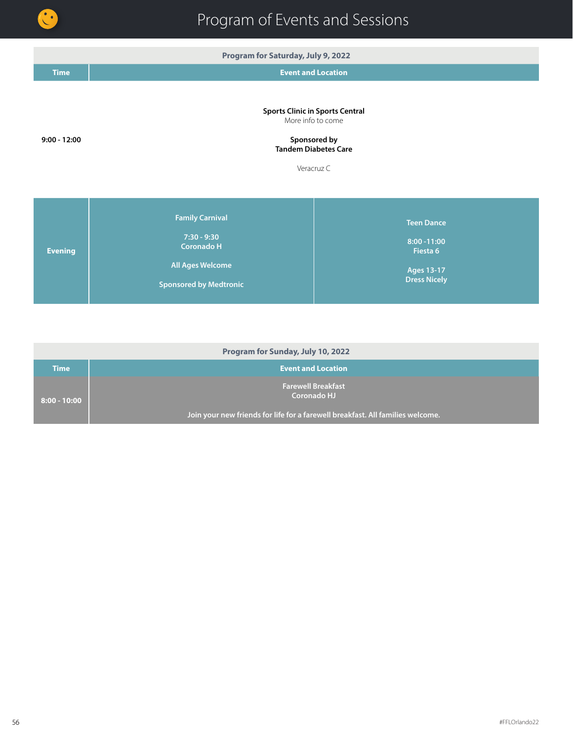# Program of Events and Sessions

| Program for Saturday, July 9, 2022 | | |
|---|---|---|
| **Time** | **Event and Location** | |
| 9:00 - 12:00 | **Sports Clinic in Sports Central** More info to come **Sponsored by Tandem Diabetes Care** Veracruz C | |
| **Evening** | **Family Carnival** 7:30 - 9:30 Coronado H All Ages Welcome Sponsored by Medtronic | **Teen Dance** 8:00 -11:00 Fiesta 6 Ages 13-17 Dress Nicely |

| Program for Sunday, July 10, 2022 | |
|---|---|
| **Time** | **Event and Location** |
| **8:00 - 10:00** | **Farewell Breakfast** **Coronado HJ** **Join your new friends for life for a farewell breakfast. All families welcome.** |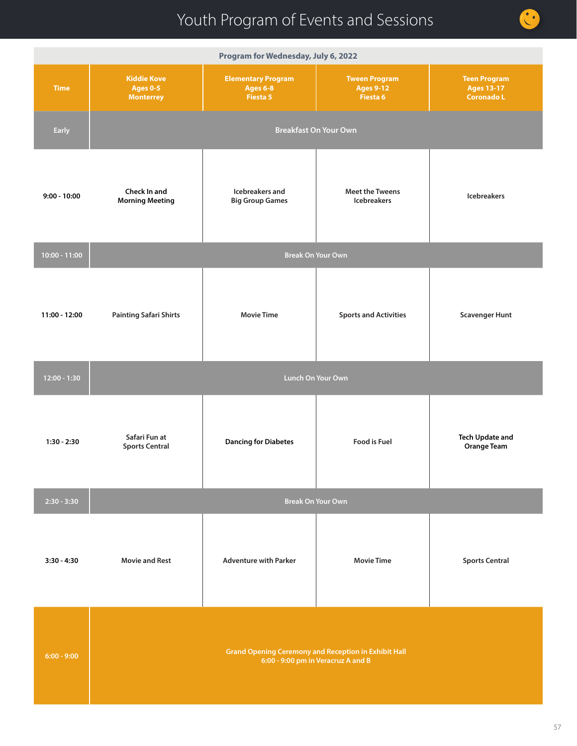# Youth Program of Events and Sessions

| Program for Wednesday, July 6, 2022 | | | | |
|---|---|---|---|---|
| **Time** | **Kiddie Kove Ages 0-5 Monterrey** | **Elementary Program Ages 6-8 Fiesta 5** | **Tween Program Ages 9-12 Fiesta 6** | **Teen Program Ages 13-17 Coronado L** |
| Early | Breakfast On Your Own | | | |
| 9:00 - 10:00 | Check In and Morning Meeting | Icebreakers and Big Group Games | Meet the Tweens Icebreakers | Icebreakers |
| 10:00 - 11:00 | Break On Your Own | | | |
| 11:00 - 12:00 | Painting Safari Shirts | Movie Time | Sports and Activities | Scavenger Hunt |
| 12:00 - 1:30 | Lunch On Your Own | | | |
| 1:30 - 2:30 | Safari Fun at Sports Central | Dancing for Diabetes | Food is Fuel | Tech Update and Orange Team |
| 2:30 - 3:30 | Break On Your Own | | | |
| 3:30 - 4:30 | Movie and Rest | Adventure with Parker | Movie Time | Sports Central |
| 6:00 - 9:00 | Grand Opening Ceremony and Reception in Exhibit Hall 6:00 - 9:00 pm in Veracruz A and B | | | |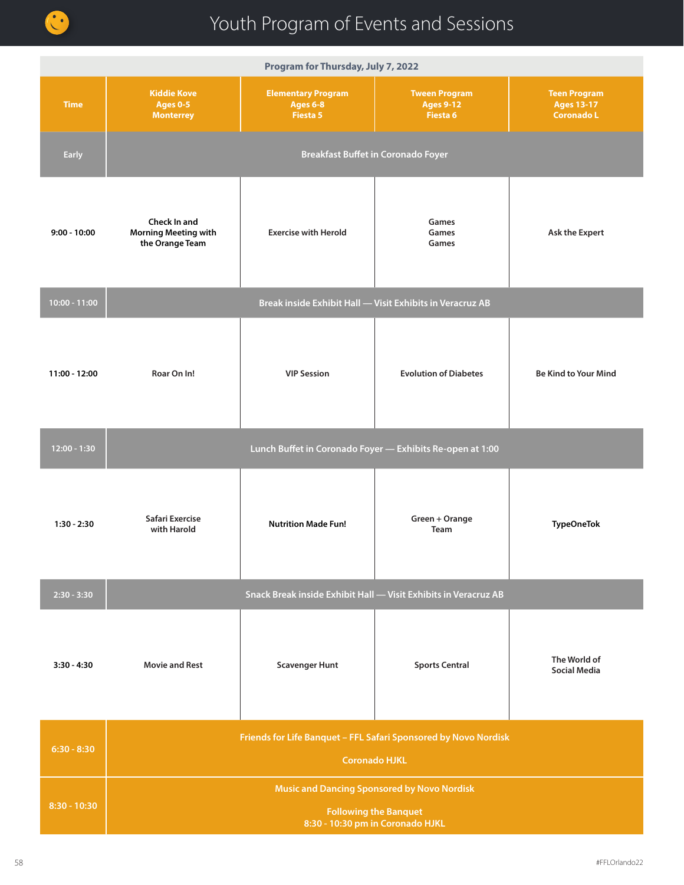# Youth Program of Events and Sessions

| Program for Thursday, July 7, 2022 | | | | |
|---|---|---|---|---|
| **Time** | **Kiddie Kove Ages 0-5 Monterrey** | **Elementary Program Ages 6-8 Fiesta 5** | **Tween Program Ages 9-12 Fiesta 6** | **Teen Program Ages 13-17 Coronado L** |
| Early | Breakfast Buffet in Coronado Foyer | | | |
| 9:00 - 10:00 | Check In and Morning Meeting with the Orange Team | Exercise with Herold | Games Games Games | Ask the Expert |
| 10:00 - 11:00 | Break inside Exhibit Hall — Visit Exhibits in Veracruz AB | | | |
| 11:00 - 12:00 | Roar On In! | VIP Session | Evolution of Diabetes | Be Kind to Your Mind |
| 12:00 - 1:30 | Lunch Buffet in Coronado Foyer — Exhibits Re-open at 1:00 | | | |
| 1:30 - 2:30 | Safari Exercise with Harold | Nutrition Made Fun! | Green + Orange Team | TypeOneTok |
| 2:30 - 3:30 | Snack Break inside Exhibit Hall — Visit Exhibits in Veracruz AB | | | |
| 3:30 - 4:30 | Movie and Rest | Scavenger Hunt | Sports Central | The World of Social Media |
| 6:30 - 8:30 | Friends for Life Banquet – FFL Safari Sponsored by Novo Nordisk<br>Coronado HJKL | | | |
| 8:30 - 10:30 | Music and Dancing Sponsored by Novo Nordisk<br>Following the Banquet<br>8:30 - 10:30 pm in Coronado HJKL | | | |

#FFLOrlando22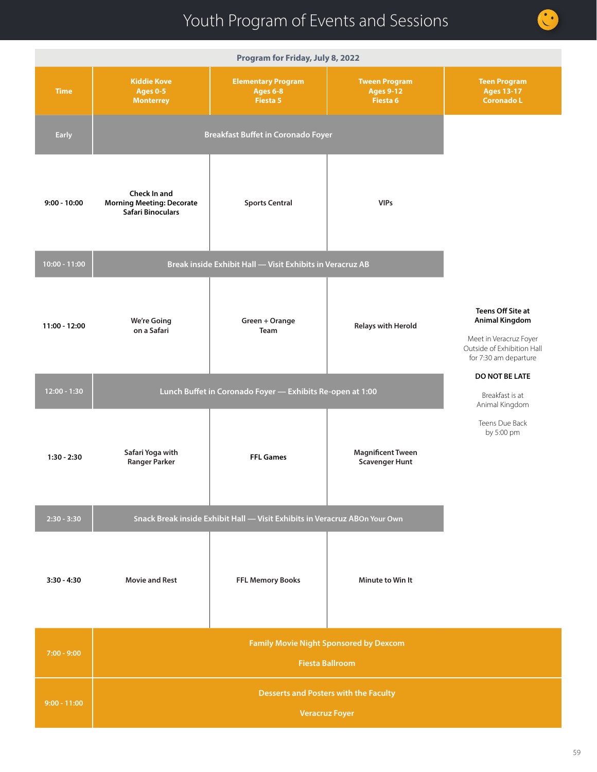# Youth Program of Events and Sessions

**Program for Friday, July 8, 2022**

| Time | Kiddie Kove Ages 0-5 Monterrey | Elementary Program Ages 6-8 Fiesta 5 | Tween Program Ages 9-12 Fiesta 6 | Teen Program Ages 13-17 Coronado L |
|---|---|---|---|---|
| Early | Breakfast Buffet in Coronado Foyer | | | **Teens Off Site at Animal Kingdom**<br><br>Meet in Veracruz Foyer Outside of Exhibition Hall for 7:30 am departure<br><br>**DO NOT BE LATE**<br><br>Breakfast is at Animal Kingdom<br><br>Teens Due Back by 5:00 pm |
| 9:00 - 10:00 | Check In and Morning Meeting: Decorate Safari Binoculars | Sports Central | VIPs | |
| 10:00 - 11:00 | Break inside Exhibit Hall — Visit Exhibits in Veracruz AB | | | |
| 11:00 - 12:00 | We're Going on a Safari | Green + Orange Team | Relays with Herold | |
| 12:00 - 1:30 | Lunch Buffet in Coronado Foyer — Exhibits Re-open at 1:00 | | | |
| 1:30 - 2:30 | Safari Yoga with Ranger Parker | FFL Games | Magnificent Tween Scavenger Hunt | |
| 2:30 - 3:30 | Snack Break inside Exhibit Hall — Visit Exhibits in Veracruz ABOn Your Own | | | |
| 3:30 - 4:30 | Movie and Rest | FFL Memory Books | Minute to Win It | |
| 7:00 - 9:00 | Family Movie Night Sponsored by Dexcom<br><br>Fiesta Ballroom | | | |
| 9:00 - 11:00 | Desserts and Posters with the Faculty<br><br>Veracruz Foyer | | | |